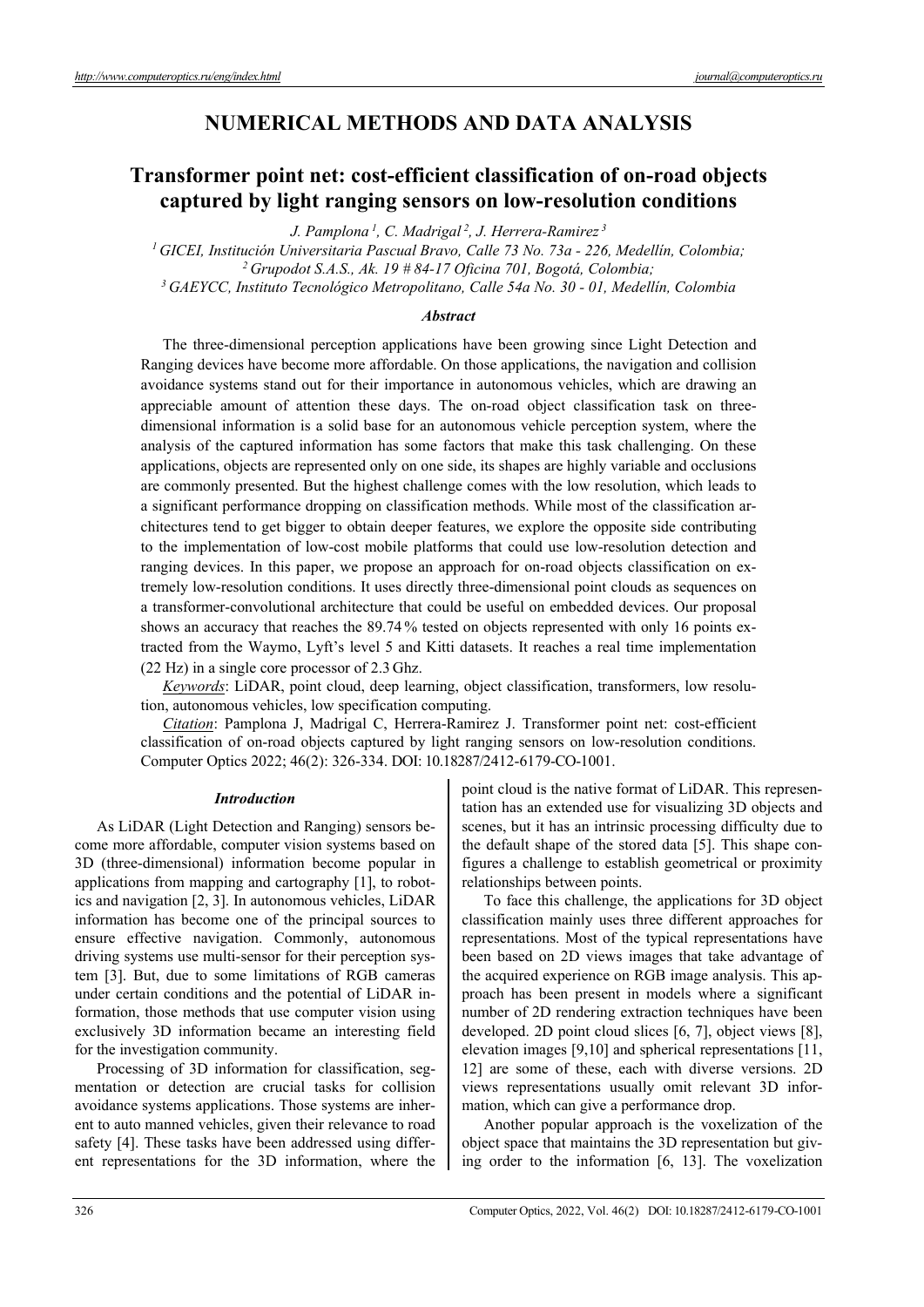# NUMERICAL METHODS AND DATA ANALYSIS

## Transformer point net: cost-efficient classification of on-road objects captured by light ranging sensors on low-resolution conditions

*J. Pamplona [1], C. Madrigal [2], J. Herrera-Ramirez [3]*

[1] *GICEI, Institución Universitaria Pascual Bravo, Calle 73 No. 73a - 226, Medellín, Colombia;*
[2] *Grupodot S.A.S., Ak. 19 # 84-17 Oficina 701, Bogotá, Colombia;*
[3] *GAEYCC, Instituto Tecnológico Metropolitano, Calle 54a No. 30 - 01, Medellín, Colombia*

### *Abstract*

The three-dimensional perception applications have been growing since Light Detection and Ranging devices have become more affordable. On those applications, the navigation and collision avoidance systems stand out for their importance in autonomous vehicles, which are drawing an appreciable amount of attention these days. The on-road object classification task on three-dimensional information is a solid base for an autonomous vehicle perception system, where the analysis of the captured information has some factors that make this task challenging. On these applications, objects are represented only on one side, its shapes are highly variable and occlusions are commonly presented. But the highest challenge comes with the low resolution, which leads to a significant performance dropping on classification methods. While most of the classification architectures tend to get bigger to obtain deeper features, we explore the opposite side contributing to the implementation of low-cost mobile platforms that could use low-resolution detection and ranging devices. In this paper, we propose an approach for on-road objects classification on extremely low-resolution conditions. It uses directly three-dimensional point clouds as sequences on a transformer-convolutional architecture that could be useful on embedded devices. Our proposal shows an accuracy that reaches the 89.74 % tested on objects represented with only 16 points extracted from the Waymo, Lyft's level 5 and Kitti datasets. It reaches a real time implementation (22 Hz) in a single core processor of 2.3 Ghz.

*Keywords*: LiDAR, point cloud, deep learning, object classification, transformers, low resolution, autonomous vehicles, low specification computing.

*Citation*: Pamplona J, Madrigal C, Herrera-Ramirez J. Transformer point net: cost-efficient classification of on-road objects captured by light ranging sensors on low-resolution conditions. Computer Optics 2022; 46(2): 326-334. DOI: 10.18287/2412-6179-CO-1001.

### *Introduction*

As LiDAR (Light Detection and Ranging) sensors become more affordable, computer vision systems based on 3D (three-dimensional) information become popular in applications from mapping and cartography [1], to robotics and navigation [2, 3]. In autonomous vehicles, LiDAR information has become one of the principal sources to ensure effective navigation. Commonly, autonomous driving systems use multi-sensor for their perception system [3]. But, due to some limitations of RGB cameras under certain conditions and the potential of LiDAR information, those methods that use computer vision using exclusively 3D information became an interesting field for the investigation community.

Processing of 3D information for classification, segmentation or detection are crucial tasks for collision avoidance systems applications. Those systems are inherent to auto manned vehicles, given their relevance to road safety [4]. These tasks have been addressed using different representations for the 3D information, where the point cloud is the native format of LiDAR. This representation has an extended use for visualizing 3D objects and scenes, but it has an intrinsic processing difficulty due to the default shape of the stored data [5]. This shape configures a challenge to establish geometrical or proximity relationships between points.

To face this challenge, the applications for 3D object classification mainly uses three different approaches for representations. Most of the typical representations have been based on 2D views images that take advantage of the acquired experience on RGB image analysis. This approach has been present in models where a significant number of 2D rendering extraction techniques have been developed. 2D point cloud slices [6, 7], object views [8], elevation images [9,10] and spherical representations [11, 12] are some of these, each with diverse versions. 2D views representations usually omit relevant 3D information, which can give a performance drop.

Another popular approach is the voxelization of the object space that maintains the 3D representation but giving order to the information [6, 13]. The voxelization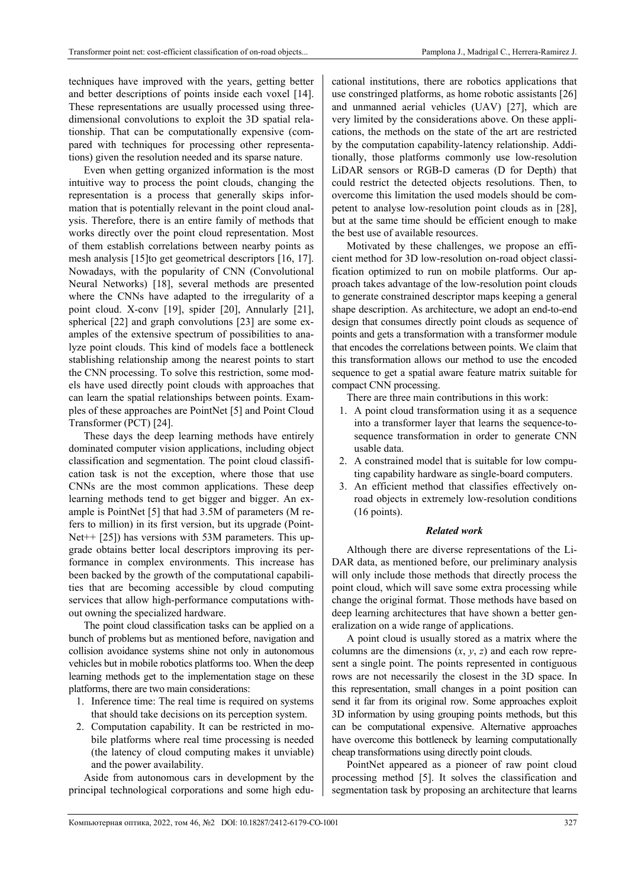techniques have improved with the years, getting better and better descriptions of points inside each voxel [14]. These representations are usually processed using three-dimensional convolutions to exploit the 3D spatial relationship. That can be computationally expensive (compared with techniques for processing other representations) given the resolution needed and its sparse nature.

Even when getting organized information is the most intuitive way to process the point clouds, changing the representation is a process that generally skips information that is potentially relevant in the point cloud analysis. Therefore, there is an entire family of methods that works directly over the point cloud representation. Most of them establish correlations between nearby points as mesh analysis [15]to get geometrical descriptors [16, 17]. Nowadays, with the popularity of CNN (Convolutional Neural Networks) [18], several methods are presented where the CNNs have adapted to the irregularity of a point cloud. X-conv [19], spider [20], Annularly [21], spherical [22] and graph convolutions [23] are some examples of the extensive spectrum of possibilities to analyze point clouds. This kind of models face a bottleneck stablishing relationship among the nearest points to start the CNN processing. To solve this restriction, some models have used directly point clouds with approaches that can learn the spatial relationships between points. Examples of these approaches are PointNet [5] and Point Cloud Transformer (PCT) [24].

These days the deep learning methods have entirely dominated computer vision applications, including object classification and segmentation. The point cloud classification task is not the exception, where those that use CNNs are the most common applications. These deep learning methods tend to get bigger and bigger. An example is PointNet [5] that had 3.5M of parameters (M refers to million) in its first version, but its upgrade (PointNet++ [25]) has versions with 53M parameters. This upgrade obtains better local descriptors improving its performance in complex environments. This increase has been backed by the growth of the computational capabilities that are becoming accessible by cloud computing services that allow high-performance computations without owning the specialized hardware.

The point cloud classification tasks can be applied on a bunch of problems but as mentioned before, navigation and collision avoidance systems shine not only in autonomous vehicles but in mobile robotics platforms too. When the deep learning methods get to the implementation stage on these platforms, there are two main considerations:

1. Inference time: The real time is required on systems that should take decisions on its perception system.
2. Computation capability. It can be restricted in mobile platforms where real time processing is needed (the latency of cloud computing makes it unviable) and the power availability.

Aside from autonomous cars in development by the principal technological corporations and some high educational institutions, there are robotics applications that use constringed platforms, as home robotic assistants [26] and unmanned aerial vehicles (UAV) [27], which are very limited by the considerations above. On these applications, the methods on the state of the art are restricted by the computation capability-latency relationship. Additionally, those platforms commonly use low-resolution LiDAR sensors or RGB-D cameras (D for Depth) that could restrict the detected objects resolutions. Then, to overcome this limitation the used models should be competent to analyse low-resolution point clouds as in [28], but at the same time should be efficient enough to make the best use of available resources.

Motivated by these challenges, we propose an efficient method for 3D low-resolution on-road object classification optimized to run on mobile platforms. Our approach takes advantage of the low-resolution point clouds to generate constrained descriptor maps keeping a general shape description. As architecture, we adopt an end-to-end design that consumes directly point clouds as sequence of points and gets a transformation with a transformer module that encodes the correlations between points. We claim that this transformation allows our method to use the encoded sequence to get a spatial aware feature matrix suitable for compact CNN processing.

There are three main contributions in this work:

1. A point cloud transformation using it as a sequence into a transformer layer that learns the sequence-to-sequence transformation in order to generate CNN usable data.
2. A constrained model that is suitable for low computing capability hardware as single-board computers.
3. An efficient method that classifies effectively on-road objects in extremely low-resolution conditions (16 points).

## *Related work*

Although there are diverse representations of the LiDAR data, as mentioned before, our preliminary analysis will only include those methods that directly process the point cloud, which will save some extra processing while change the original format. Those methods have based on deep learning architectures that have shown a better generalization on a wide range of applications.

A point cloud is usually stored as a matrix where the columns are the dimensions ($x$, $y$, $z$) and each row represent a single point. The points represented in contiguous rows are not necessarily the closest in the 3D space. In this representation, small changes in a point position can send it far from its original row. Some approaches exploit 3D information by using grouping points methods, but this can be computational expensive. Alternative approaches have overcome this bottleneck by learning computationally cheap transformations using directly point clouds.

PointNet appeared as a pioneer of raw point cloud processing method [5]. It solves the classification and segmentation task by proposing an architecture that learns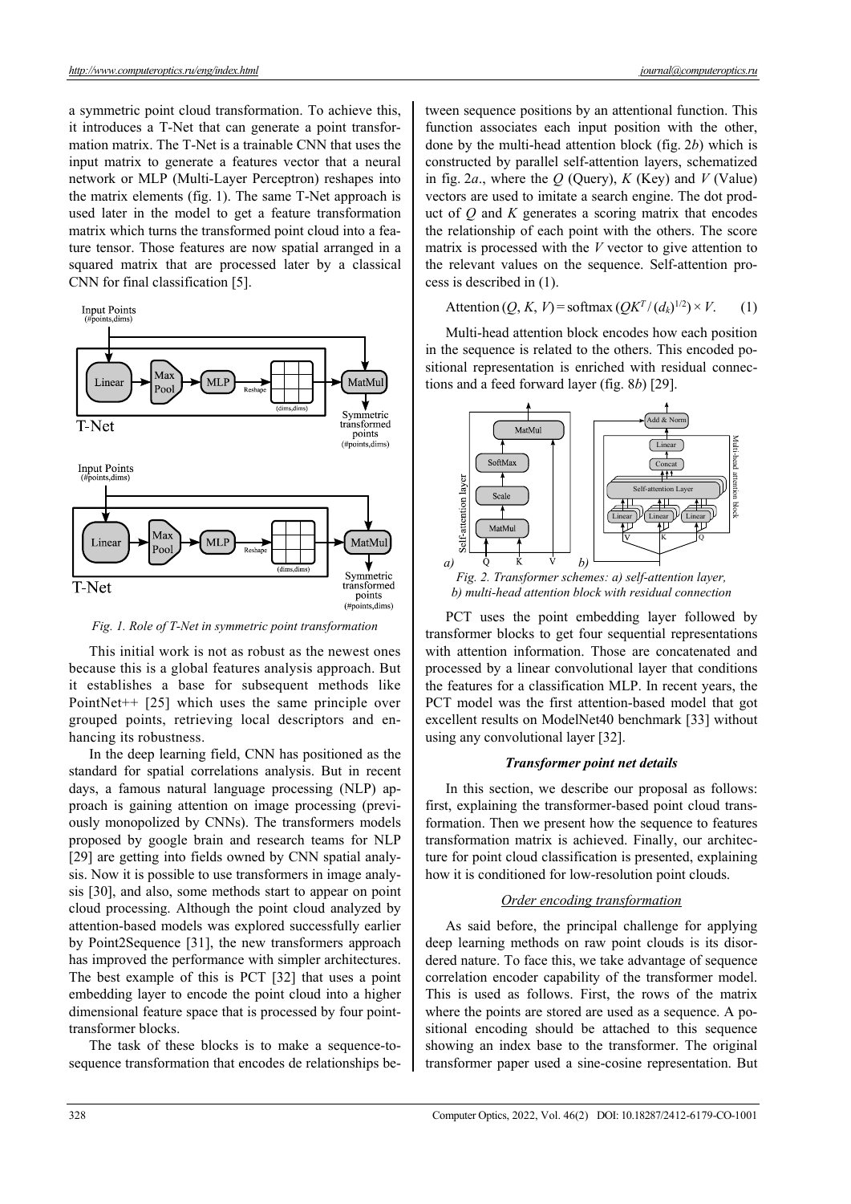a symmetric point cloud transformation. To achieve this, it introduces a T-Net that can generate a point transformation matrix. The T-Net is a trainable CNN that uses the input matrix to generate a features vector that a neural network or MLP (Multi-Layer Perceptron) reshapes into the matrix elements (fig. 1). The same T-Net approach is used later in the model to get a feature transformation matrix which turns the transformed point cloud into a feature tensor. Those features are now spatial arranged in a squared matrix that are processed later by a classical CNN for final classification [5].

*Fig. 1. Role of T-Net in symmetric point transformation*

This initial work is not as robust as the newest ones because this is a global features analysis approach. But it establishes a base for subsequent methods like PointNet++ [25] which uses the same principle over grouped points, retrieving local descriptors and enhancing its robustness.

In the deep learning field, CNN has positioned as the standard for spatial correlations analysis. But in recent days, a famous natural language processing (NLP) approach is gaining attention on image processing (previously monopolized by CNNs). The transformers models proposed by google brain and research teams for NLP [29] are getting into fields owned by CNN spatial analysis. Now it is possible to use transformers in image analysis [30], and also, some methods start to appear on point cloud processing. Although the point cloud analyzed by attention-based models was explored successfully earlier by Point2Sequence [31], the new transformers approach has improved the performance with simpler architectures. The best example of this is PCT [32] that uses a point embedding layer to encode the point cloud into a higher dimensional feature space that is processed by four point-transformer blocks.

The task of these blocks is to make a sequence-to-sequence transformation that encodes de relationships between sequence positions by an attentional function. This function associates each input position with the other, done by the multi-head attention block (fig. 2*b*) which is constructed by parallel self-attention layers, schematized in fig. 2*a*., where the *Q* (Query), *K* (Key) and *V* (Value) vectors are used to imitate a search engine. The dot product of *Q* and *K* generates a scoring matrix that encodes the relationship of each point with the others. The score matrix is processed with the *V* vector to give attention to the relevant values on the sequence. Self-attention process is described in (1).

$$\text{Attention}(Q, K, V) = \text{softmax}\left(QK^T / (d_k)^{1/2}\right) \times V. \qquad (1)$$

Multi-head attention block encodes how each position in the sequence is related to the others. This encoded positional representation is enriched with residual connections and a feed forward layer (fig. 8*b*) [29].

*Fig. 2. Transformer schemes: a) self-attention layer, b) multi-head attention block with residual connection*

PCT uses the point embedding layer followed by transformer blocks to get four sequential representations with attention information. Those are concatenated and processed by a linear convolutional layer that conditions the features for a classification MLP. In recent years, the PCT model was the first attention-based model that got excellent results on ModelNet40 benchmark [33] without using any convolutional layer [32].

## *Transformer point net details*

In this section, we describe our proposal as follows: first, explaining the transformer-based point cloud transformation. Then we present how the sequence to features transformation matrix is achieved. Finally, our architecture for point cloud classification is presented, explaining how it is conditioned for low-resolution point clouds.

### *Order encoding transformation*

As said before, the principal challenge for applying deep learning methods on raw point clouds is its disordered nature. To face this, we take advantage of sequence correlation encoder capability of the transformer model. This is used as follows. First, the rows of the matrix where the points are stored are used as a sequence. A positional encoding should be attached to this sequence showing an index base to the transformer. The original transformer paper used a sine-cosine representation. But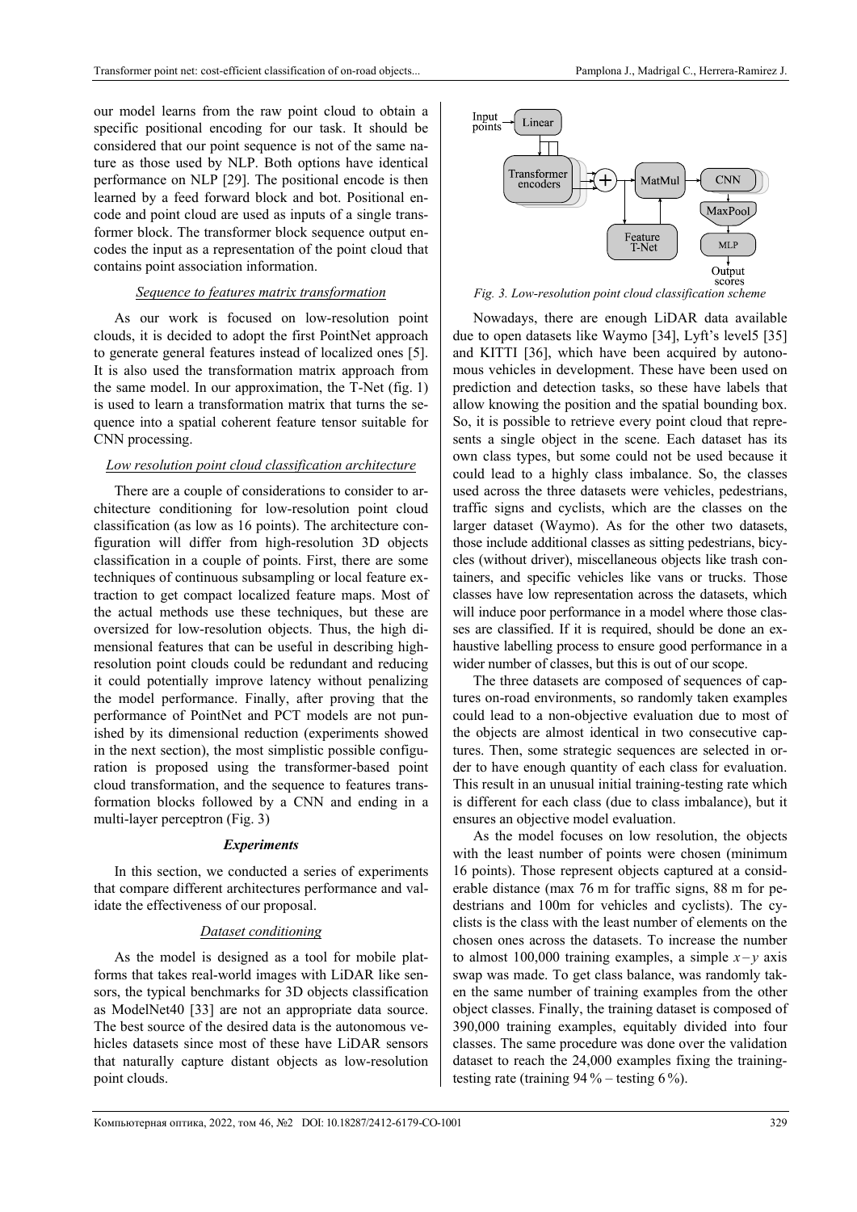our model learns from the raw point cloud to obtain a specific positional encoding for our task. It should be considered that our point sequence is not of the same nature as those used by NLP. Both options have identical performance on NLP [29]. The positional encode is then learned by a feed forward block and bot. Positional encode and point cloud are used as inputs of a single transformer block. The transformer block sequence output encodes the input as a representation of the point cloud that contains point association information.

*Sequence to features matrix transformation*

As our work is focused on low-resolution point clouds, it is decided to adopt the first PointNet approach to generate general features instead of localized ones [5]. It is also used the transformation matrix approach from the same model. In our approximation, the T-Net (fig. 1) is used to learn a transformation matrix that turns the sequence into a spatial coherent feature tensor suitable for CNN processing.

*Low resolution point cloud classification architecture*

There are a couple of considerations to consider to architecture conditioning for low-resolution point cloud classification (as low as 16 points). The architecture configuration will differ from high-resolution 3D objects classification in a couple of points. First, there are some techniques of continuous subsampling or local feature extraction to get compact localized feature maps. Most of the actual methods use these techniques, but these are oversized for low-resolution objects. Thus, the high dimensional features that can be useful in describing high-resolution point clouds could be redundant and reducing it could potentially improve latency without penalizing the model performance. Finally, after proving that the performance of PointNet and PCT models are not punished by its dimensional reduction (experiments showed in the next section), the most simplistic possible configuration is proposed using the transformer-based point cloud transformation, and the sequence to features transformation blocks followed by a CNN and ending in a multi-layer perceptron (Fig. 3)

***Experiments***

In this section, we conducted a series of experiments that compare different architectures performance and validate the effectiveness of our proposal.

*Dataset conditioning*

As the model is designed as a tool for mobile platforms that takes real-world images with LiDAR like sensors, the typical benchmarks for 3D objects classification as ModelNet40 [33] are not an appropriate data source. The best source of the desired data is the autonomous vehicles datasets since most of these have LiDAR sensors that naturally capture distant objects as low-resolution point clouds.

*Fig. 3. Low-resolution point cloud classification scheme*

Nowadays, there are enough LiDAR data available due to open datasets like Waymo [34], Lyft's level5 [35] and KITTI [36], which have been acquired by autonomous vehicles in development. These have been used on prediction and detection tasks, so these have labels that allow knowing the position and the spatial bounding box. So, it is possible to retrieve every point cloud that represents a single object in the scene. Each dataset has its own class types, but some could not be used because it could lead to a highly class imbalance. So, the classes used across the three datasets were vehicles, pedestrians, traffic signs and cyclists, which are the classes on the larger dataset (Waymo). As for the other two datasets, those include additional classes as sitting pedestrians, bicycles (without driver), miscellaneous objects like trash containers, and specific vehicles like vans or trucks. Those classes have low representation across the datasets, which will induce poor performance in a model where those classes are classified. If it is required, should be done an exhaustive labelling process to ensure good performance in a wider number of classes, but this is out of our scope.

The three datasets are composed of sequences of captures on-road environments, so randomly taken examples could lead to a non-objective evaluation due to most of the objects are almost identical in two consecutive captures. Then, some strategic sequences are selected in order to have enough quantity of each class for evaluation. This result in an unusual initial training-testing rate which is different for each class (due to class imbalance), but it ensures an objective model evaluation.

As the model focuses on low resolution, the objects with the least number of points were chosen (minimum 16 points). Those represent objects captured at a considerable distance (max 76 m for traffic signs, 88 m for pedestrians and 100m for vehicles and cyclists). The cyclists is the class with the least number of elements on the chosen ones across the datasets. To increase the number to almost 100,000 training examples, a simple $x-y$ axis swap was made. To get class balance, was randomly taken the same number of training examples from the other object classes. Finally, the training dataset is composed of 390,000 training examples, equitably divided into four classes. The same procedure was done over the validation dataset to reach the 24,000 examples fixing the training-testing rate (training 94 % – testing 6 %).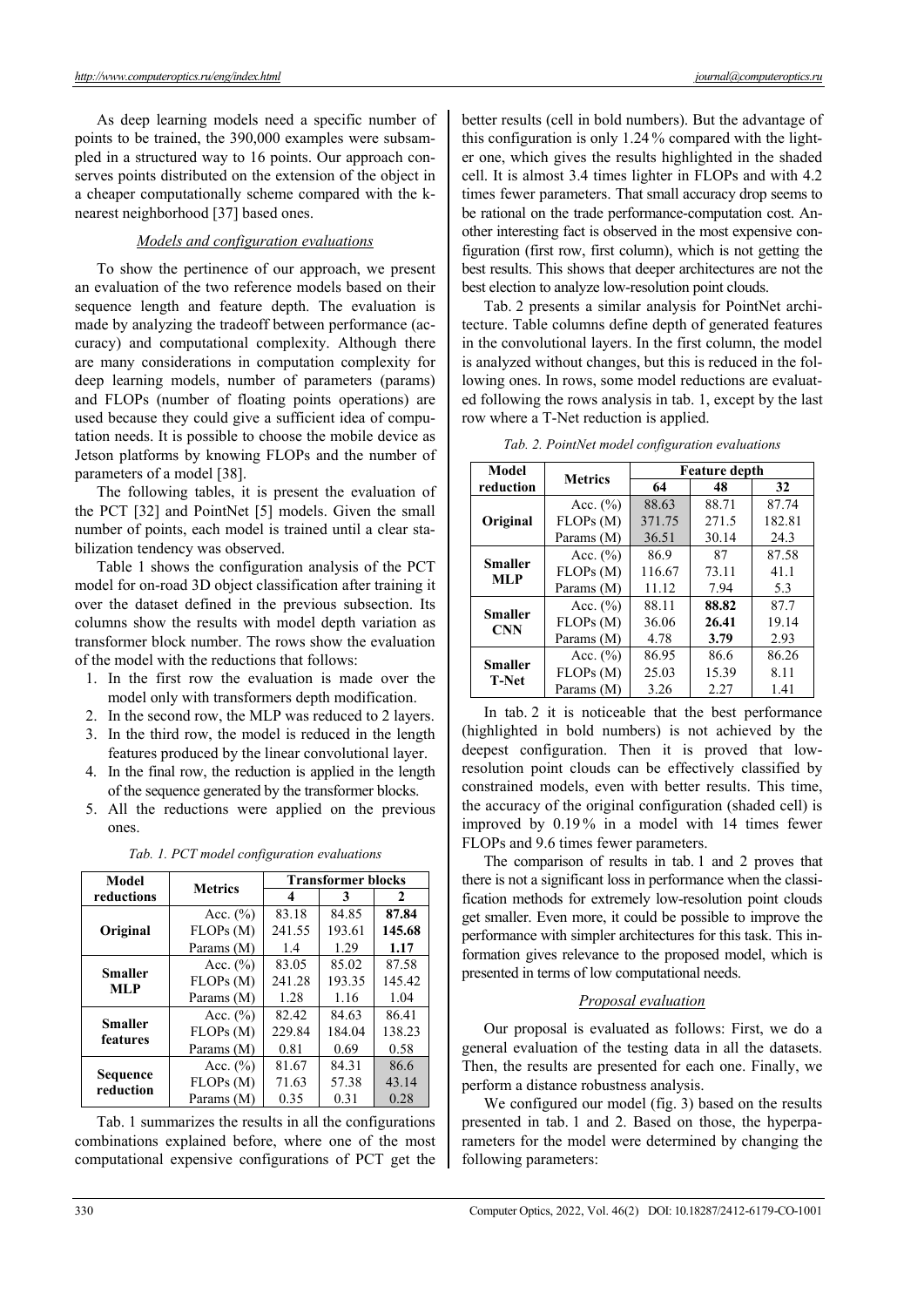As deep learning models need a specific number of points to be trained, the 390,000 examples were subsampled in a structured way to 16 points. Our approach conserves points distributed on the extension of the object in a cheaper computationally scheme compared with the k-nearest neighborhood [37] based ones.

### *Models and configuration evaluations*

To show the pertinence of our approach, we present an evaluation of the two reference models based on their sequence length and feature depth. The evaluation is made by analyzing the tradeoff between performance (accuracy) and computational complexity. Although there are many considerations in computation complexity for deep learning models, number of parameters (params) and FLOPs (number of floating points operations) are used because they could give a sufficient idea of computation needs. It is possible to choose the mobile device as Jetson platforms by knowing FLOPs and the number of parameters of a model [38].

The following tables, it is present the evaluation of the PCT [32] and PointNet [5] models. Given the small number of points, each model is trained until a clear stabilization tendency was observed.

Table 1 shows the configuration analysis of the PCT model for on-road 3D object classification after training it over the dataset defined in the previous subsection. Its columns show the results with model depth variation as transformer block number. The rows show the evaluation of the model with the reductions that follows:

1. In the first row the evaluation is made over the model only with transformers depth modification.
2. In the second row, the MLP was reduced to 2 layers.
3. In the third row, the model is reduced in the length features produced by the linear convolutional layer.
4. In the final row, the reduction is applied in the length of the sequence generated by the transformer blocks.
5. All the reductions were applied on the previous ones.

*Tab. 1. PCT model configuration evaluations*

| Model reductions | Metrics | Transformer blocks | | |
|---|---|---|---|---|
| | | 4 | 3 | 2 |
| Original | Acc. (%) | 83.18 | 84.85 | **87.84** |
| | FLOPs (M) | 241.55 | 193.61 | **145.68** |
| | Params (M) | 1.4 | 1.29 | **1.17** |
| Smaller MLP | Acc. (%) | 83.05 | 85.02 | 87.58 |
| | FLOPs (M) | 241.28 | 193.35 | 145.42 |
| | Params (M) | 1.28 | 1.16 | 1.04 |
| Smaller features | Acc. (%) | 82.42 | 84.63 | 86.41 |
| | FLOPs (M) | 229.84 | 184.04 | 138.23 |
| | Params (M) | 0.81 | 0.69 | 0.58 |
| Sequence reduction | Acc. (%) | 81.67 | 84.31 | 86.6 |
| | FLOPs (M) | 71.63 | 57.38 | 43.14 |
| | Params (M) | 0.35 | 0.31 | 0.28 |

Tab. 1 summarizes the results in all the configurations combinations explained before, where one of the most computational expensive configurations of PCT get the better results (cell in bold numbers). But the advantage of this configuration is only 1.24 % compared with the lighter one, which gives the results highlighted in the shaded cell. It is almost 3.4 times lighter in FLOPs and with 4.2 times fewer parameters. That small accuracy drop seems to be rational on the trade performance-computation cost. Another interesting fact is observed in the most expensive configuration (first row, first column), which is not getting the best results. This shows that deeper architectures are not the best election to analyze low-resolution point clouds.

Tab. 2 presents a similar analysis for PointNet architecture. Table columns define depth of generated features in the convolutional layers. In the first column, the model is analyzed without changes, but this is reduced in the following ones. In rows, some model reductions are evaluated following the rows analysis in tab. 1, except by the last row where a T-Net reduction is applied.

*Tab. 2. PointNet model configuration evaluations*

| Model reduction | Metrics | Feature depth | | |
|---|---|---|---|---|
| | | 64 | 48 | 32 |
| Original | Acc. (%) | 88.63 | 88.71 | 87.74 |
| | FLOPs (M) | 371.75 | 271.5 | 182.81 |
| | Params (M) | 36.51 | 30.14 | 24.3 |
| Smaller MLP | Acc. (%) | 86.9 | 87 | 87.58 |
| | FLOPs (M) | 116.67 | 73.11 | 41.1 |
| | Params (M) | 11.12 | 7.94 | 5.3 |
| Smaller CNN | Acc. (%) | 88.11 | **88.82** | 87.7 |
| | FLOPs (M) | 36.06 | **26.41** | 19.14 |
| | Params (M) | 4.78 | **3.79** | 2.93 |
| Smaller T-Net | Acc. (%) | 86.95 | 86.6 | 86.26 |
| | FLOPs (M) | 25.03 | 15.39 | 8.11 |
| | Params (M) | 3.26 | 2.27 | 1.41 |

In tab. 2 it is noticeable that the best performance (highlighted in bold numbers) is not achieved by the deepest configuration. Then it is proved that low-resolution point clouds can be effectively classified by constrained models, even with better results. This time, the accuracy of the original configuration (shaded cell) is improved by 0.19 % in a model with 14 times fewer FLOPs and 9.6 times fewer parameters.

The comparison of results in tab. 1 and 2 proves that there is not a significant loss in performance when the classification methods for extremely low-resolution point clouds get smaller. Even more, it could be possible to improve the performance with simpler architectures for this task. This information gives relevance to the proposed model, which is presented in terms of low computational needs.

### *Proposal evaluation*

Our proposal is evaluated as follows: First, we do a general evaluation of the testing data in all the datasets. Then, the results are presented for each one. Finally, we perform a distance robustness analysis.

We configured our model (fig. 3) based on the results presented in tab. 1 and 2. Based on those, the hyperparameters for the model were determined by changing the following parameters: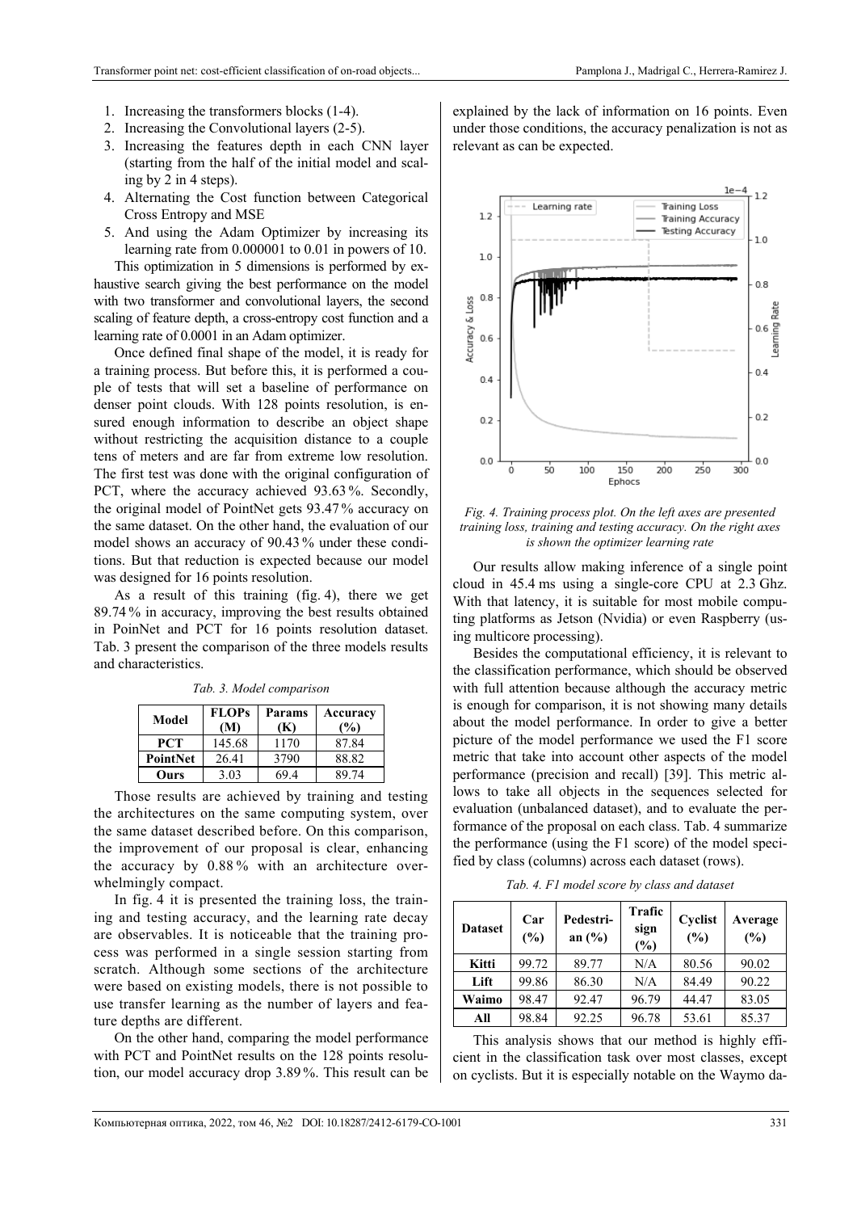1. Increasing the transformers blocks (1-4).
2. Increasing the Convolutional layers (2-5).
3. Increasing the features depth in each CNN layer (starting from the half of the initial model and scaling by 2 in 4 steps).
4. Alternating the Cost function between Categorical Cross Entropy and MSE
5. And using the Adam Optimizer by increasing its learning rate from 0.000001 to 0.01 in powers of 10.

This optimization in 5 dimensions is performed by exhaustive search giving the best performance on the model with two transformer and convolutional layers, the second scaling of feature depth, a cross-entropy cost function and a learning rate of 0.0001 in an Adam optimizer.

Once defined final shape of the model, it is ready for a training process. But before this, it is performed a couple of tests that will set a baseline of performance on denser point clouds. With 128 points resolution, is ensured enough information to describe an object shape without restricting the acquisition distance to a couple tens of meters and are far from extreme low resolution. The first test was done with the original configuration of PCT, where the accuracy achieved 93.63 %. Secondly, the original model of PointNet gets 93.47 % accuracy on the same dataset. On the other hand, the evaluation of our model shows an accuracy of 90.43 % under these conditions. But that reduction is expected because our model was designed for 16 points resolution.

As a result of this training (fig. 4), there we get 89.74 % in accuracy, improving the best results obtained in PoinNet and PCT for 16 points resolution dataset. Tab. 3 present the comparison of the three models results and characteristics.

*Tab. 3. Model comparison*

| Model | FLOPs (M) | Params (K) | Accuracy (%) |
|---|---|---|---|
| **PCT** | 145.68 | 1170 | 87.84 |
| **PointNet** | 26.41 | 3790 | 88.82 |
| **Ours** | 3.03 | 69.4 | 89.74 |

Those results are achieved by training and testing the architectures on the same computing system, over the same dataset described before. On this comparison, the improvement of our proposal is clear, enhancing the accuracy by 0.88 % with an architecture overwhelmingly compact.

In fig. 4 it is presented the training loss, the training and testing accuracy, and the learning rate decay are observables. It is noticeable that the training process was performed in a single session starting from scratch. Although some sections of the architecture were based on existing models, there is not possible to use transfer learning as the number of layers and feature depths are different.

On the other hand, comparing the model performance with PCT and PointNet results on the 128 points resolution, our model accuracy drop 3.89 %. This result can be explained by the lack of information on 16 points. Even under those conditions, the accuracy penalization is not as relevant as can be expected.

*Fig. 4. Training process plot. On the left axes are presented training loss, training and testing accuracy. On the right axes is shown the optimizer learning rate*

Our results allow making inference of a single point cloud in 45.4 ms using a single-core CPU at 2.3 Ghz. With that latency, it is suitable for most mobile computing platforms as Jetson (Nvidia) or even Raspberry (using multicore processing).

Besides the computational efficiency, it is relevant to the classification performance, which should be observed with full attention because although the accuracy metric is enough for comparison, it is not showing many details about the model performance. In order to give a better picture of the model performance we used the F1 score metric that take into account other aspects of the model performance (precision and recall) [39]. This metric allows to take all objects in the sequences selected for evaluation (unbalanced dataset), and to evaluate the performance of the proposal on each class. Tab. 4 summarize the performance (using the F1 score) of the model specified by class (columns) across each dataset (rows).

*Tab. 4. F1 model score by class and dataset*

| Dataset | Car (%) | Pedestrian (%) | Trafic sign (%) | Cyclist (%) | Average (%) |
|---|---|---|---|---|---|
| **Kitti** | 99.72 | 89.77 | N/A | 80.56 | 90.02 |
| **Lift** | 99.86 | 86.30 | N/A | 84.49 | 90.22 |
| **Waimo** | 98.47 | 92.47 | 96.79 | 44.47 | 83.05 |
| **All** | 98.84 | 92.25 | 96.78 | 53.61 | 85.37 |

This analysis shows that our method is highly efficient in the classification task over most classes, except on cyclists. But it is especially notable on the Waymo da-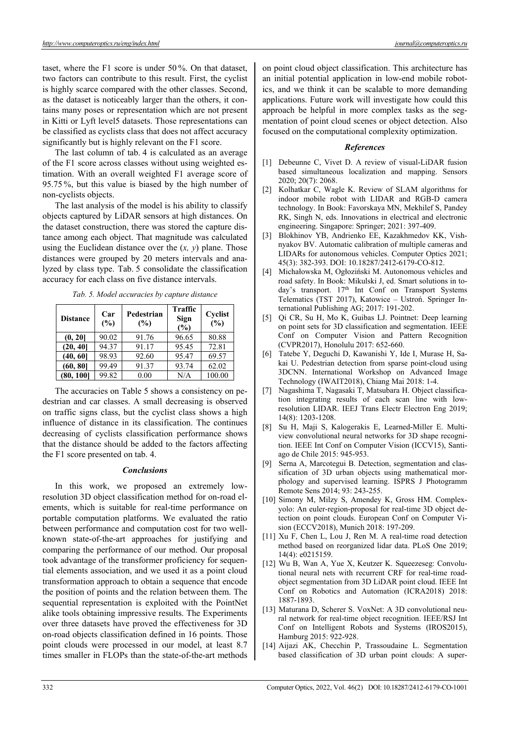taset, where the F1 score is under 50 %. On that dataset, two factors can contribute to this result. First, the cyclist is highly scarce compared with the other classes. Second, as the dataset is noticeably larger than the others, it contains many poses or representation which are not present in Kitti or Lyft level5 datasets. Those representations can be classified as cyclists class that does not affect accuracy significantly but is highly relevant on the F1 score.

The last column of tab. 4 is calculated as an average of the F1 score across classes without using weighted estimation. With an overall weighted F1 average score of 95.75 %, but this value is biased by the high number of non-cyclists objects.

The last analysis of the model is his ability to classify objects captured by LiDAR sensors at high distances. On the dataset construction, there was stored the capture distance among each object. That magnitude was calculated using the Euclidean distance over the $(x, y)$ plane. Those distances were grouped by 20 meters intervals and analyzed by class type. Tab. 5 consolidate the classification accuracy for each class on five distance intervals.

*Tab. 5. Model accuracies by capture distance*

| Distance | Car (%) | Pedestrian (%) | Traffic Sign (%) | Cyclist (%) |
|---|---|---|---|---|
| (0, 20] | 90.02 | 91.76 | 96.65 | 80.88 |
| (20, 40] | 94.37 | 91.17 | 95.45 | 72.81 |
| (40, 60] | 98.93 | 92.60 | 95.47 | 69.57 |
| (60, 80] | 99.49 | 91.37 | 93.74 | 62.02 |
| (80, 100] | 99.82 | 0.00 | N/A | 100.00 |

The accuracies on Table 5 shows a consistency on pedestrian and car classes. A small decreasing is observed on traffic signs class, but the cyclist class shows a high influence of distance in its classification. The continues decreasing of cyclists classification performance shows that the distance should be added to the factors affecting the F1 score presented on tab. 4.

### *Conclusions*

In this work, we proposed an extremely low-resolution 3D object classification method for on-road elements, which is suitable for real-time performance on portable computation platforms. We evaluated the ratio between performance and computation cost for two well-known state-of-the-art approaches for justifying and comparing the performance of our method. Our proposal took advantage of the transformer proficiency for sequential elements association, and we used it as a point cloud transformation approach to obtain a sequence that encode the position of points and the relation between them. The sequential representation is exploited with the PointNet alike tools obtaining impressive results. The Experiments over three datasets have proved the effectiveness for 3D on-road objects classification defined in 16 points. Those point clouds were processed in our model, at least 8.7 times smaller in FLOPs than the state-of-the-art methods on point cloud object classification. This architecture has an initial potential application in low-end mobile robotics, and we think it can be scalable to more demanding applications. Future work will investigate how could this approach be helpful in more complex tasks as the segmentation of point cloud scenes or object detection. Also focused on the computational complexity optimization.

### *References*

[1] Debeunne C, Vivet D. A review of visual-LiDAR fusion based simultaneous localization and mapping. Sensors 2020; 20(7): 2068.

[2] Kolhatkar C, Wagle K. Review of SLAM algorithms for indoor mobile robot with LIDAR and RGB-D camera technology. In Book: Favorskaya MN, Mekhilef S, Pandey RK, Singh N, eds. Innovations in electrical and electronic engineering. Singapore: Springer; 2021: 397-409.

[3] Blokhinov YB, Andrienko EE, Kazakhmedov KK, Vishnyakov BV. Automatic calibration of multiple cameras and LIDARs for autonomous vehicles. Computer Optics 2021; 45(3): 382-393. DOI: 10.18287/2412-6179-CO-812.

[4] Michałowska M, Ogłoziński M. Autonomous vehicles and road safety. In Book: Mikulski J, ed. Smart solutions in today's transport. 17th Int Conf on Transport Systems Telematics (TST 2017), Katowice – Ustroń. Springer International Publishing AG; 2017: 191-202.

[5] Qi CR, Su H, Mo K, Guibas LJ. Pointnet: Deep learning on point sets for 3D classification and segmentation. IEEE Conf on Computer Vision and Pattern Recognition (CVPR2017), Honolulu 2017: 652-660.

[6] Tatebe Y, Deguchi D, Kawanishi Y, Ide I, Murase H, Sakai U. Pedestrian detection from sparse point-cloud using 3DCNN. International Workshop on Advanced Image Technology (IWAIT2018), Chiang Mai 2018: 1-4.

[7] Nagashima T, Nagasaki T, Matsubara H. Object classification integrating results of each scan line with low-resolution LIDAR. IEEJ Trans Electr Electron Eng 2019; 14(8): 1203-1208.

[8] Su H, Maji S, Kalogerakis E, Learned-Miller E. Multi-view convolutional neural networks for 3D shape recognition. IEEE Int Conf on Computer Vision (ICCV15), Santiago de Chile 2015: 945-953.

[9] Serna A, Marcotegui B. Detection, segmentation and classification of 3D urban objects using mathematical morphology and supervised learning. ISPRS J Photogramm Remote Sens 2014; 93: 243-255.

[10] Simony M, Milzy S, Amendey K, Gross HM. Complex-yolo: An euler-region-proposal for real-time 3D object detection on point clouds. European Conf on Computer Vision (ECCV2018), Munich 2018: 197-209.

[11] Xu F, Chen L, Lou J, Ren M. A real-time road detection method based on reorganized lidar data. PLoS One 2019; 14(4): e0215159.

[12] Wu B, Wan A, Yue X, Keutzer K. Squeezeseg: Convolutional neural nets with recurrent CRF for real-time road-object segmentation from 3D LiDAR point cloud. IEEE Int Conf on Robotics and Automation (ICRA2018) 2018: 1887-1893.

[13] Maturana D, Scherer S. VoxNet: A 3D convolutional neural network for real-time object recognition. IEEE/RSJ Int Conf on Intelligent Robots and Systems (IROS2015), Hamburg 2015: 922-928.

[14] Aijazi AK, Checchin P, Trassoudaine L. Segmentation based classification of 3D urban point clouds: A super-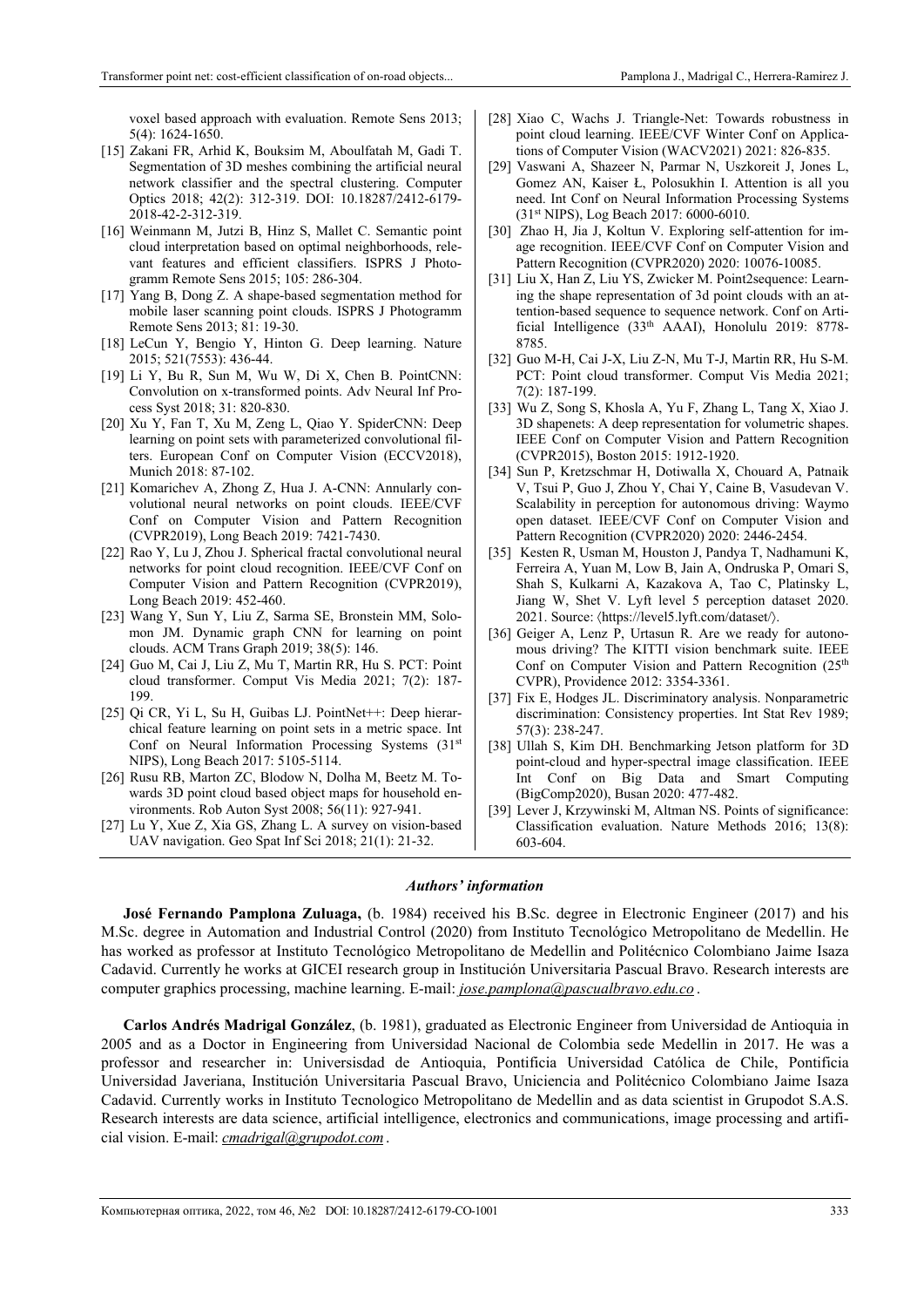voxel based approach with evaluation. Remote Sens 2013; 5(4): 1624-1650.

[15] Zakani FR, Arhid K, Bouksim M, Aboulfatah M, Gadi T. Segmentation of 3D meshes combining the artificial neural network classifier and the spectral clustering. Computer Optics 2018; 42(2): 312-319. DOI: 10.18287/2412-6179-2018-42-2-312-319.

[16] Weinmann M, Jutzi B, Hinz S, Mallet C. Semantic point cloud interpretation based on optimal neighborhoods, relevant features and efficient classifiers. ISPRS J Photogramm Remote Sens 2015; 105: 286-304.

[17] Yang B, Dong Z. A shape-based segmentation method for mobile laser scanning point clouds. ISPRS J Photogramm Remote Sens 2013; 81: 19-30.

[18] LeCun Y, Bengio Y, Hinton G. Deep learning. Nature 2015; 521(7553): 436-44.

[19] Li Y, Bu R, Sun M, Wu W, Di X, Chen B. PointCNN: Convolution on x-transformed points. Adv Neural Inf Process Syst 2018; 31: 820-830.

[20] Xu Y, Fan T, Xu M, Zeng L, Qiao Y. SpiderCNN: Deep learning on point sets with parameterized convolutional filters. European Conf on Computer Vision (ECCV2018), Munich 2018: 87-102.

[21] Komarichev A, Zhong Z, Hua J. A-CNN: Annularly convolutional neural networks on point clouds. IEEE/CVF Conf on Computer Vision and Pattern Recognition (CVPR2019), Long Beach 2019: 7421-7430.

[22] Rao Y, Lu J, Zhou J. Spherical fractal convolutional neural networks for point cloud recognition. IEEE/CVF Conf on Computer Vision and Pattern Recognition (CVPR2019), Long Beach 2019: 452-460.

[23] Wang Y, Sun Y, Liu Z, Sarma SE, Bronstein MM, Solomon JM. Dynamic graph CNN for learning on point clouds. ACM Trans Graph 2019; 38(5): 146.

[24] Guo M, Cai J, Liu Z, Mu T, Martin RR, Hu S. PCT: Point cloud transformer. Comput Vis Media 2021; 7(2): 187-199.

[25] Qi CR, Yi L, Su H, Guibas LJ. PointNet++: Deep hierarchical feature learning on point sets in a metric space. Int Conf on Neural Information Processing Systems (31st NIPS), Long Beach 2017: 5105-5114.

[26] Rusu RB, Marton ZC, Blodow N, Dolha M, Beetz M. Towards 3D point cloud based object maps for household environments. Rob Auton Syst 2008; 56(11): 927-941.

[27] Lu Y, Xue Z, Xia GS, Zhang L. A survey on vision-based UAV navigation. Geo Spat Inf Sci 2018; 21(1): 21-32.

[28] Xiao C, Wachs J. Triangle-Net: Towards robustness in point cloud learning. IEEE/CVF Winter Conf on Applications of Computer Vision (WACV2021) 2021: 826-835.

[29] Vaswani A, Shazeer N, Parmar N, Uszkoreit J, Jones L, Gomez AN, Kaiser Ł, Polosukhin I. Attention is all you need. Int Conf on Neural Information Processing Systems (31st NIPS), Log Beach 2017: 6000-6010.

[30] Zhao H, Jia J, Koltun V. Exploring self-attention for image recognition. IEEE/CVF Conf on Computer Vision and Pattern Recognition (CVPR2020) 2020: 10076-10085.

[31] Liu X, Han Z, Liu YS, Zwicker M. Point2sequence: Learning the shape representation of 3d point clouds with an attention-based sequence to sequence network. Conf on Artificial Intelligence (33th AAAI), Honolulu 2019: 8778-8785.

[32] Guo M-H, Cai J-X, Liu Z-N, Mu T-J, Martin RR, Hu S-M. PCT: Point cloud transformer. Comput Vis Media 2021; 7(2): 187-199.

[33] Wu Z, Song S, Khosla A, Yu F, Zhang L, Tang X, Xiao J. 3D shapenets: A deep representation for volumetric shapes. IEEE Conf on Computer Vision and Pattern Recognition (CVPR2015), Boston 2015: 1912-1920.

[34] Sun P, Kretzschmar H, Dotiwalla X, Chouard A, Patnaik V, Tsui P, Guo J, Zhou Y, Chai Y, Caine B, Vasudevan V. Scalability in perception for autonomous driving: Waymo open dataset. IEEE/CVF Conf on Computer Vision and Pattern Recognition (CVPR2020) 2020: 2446-2454.

[35] Kesten R, Usman M, Houston J, Pandya T, Nadhamuni K, Ferreira A, Yuan M, Low B, Jain A, Ondruska P, Omari S, Shah S, Kulkarni A, Kazakova A, Tao C, Platinsky L, Jiang W, Shet V. Lyft level 5 perception dataset 2020. 2021. Source: ⟨https://level5.lyft.com/dataset/⟩.

[36] Geiger A, Lenz P, Urtasun R. Are we ready for autonomous driving? The KITTI vision benchmark suite. IEEE Conf on Computer Vision and Pattern Recognition (25th CVPR), Providence 2012: 3354-3361.

[37] Fix E, Hodges JL. Discriminatory analysis. Nonparametric discrimination: Consistency properties. Int Stat Rev 1989; 57(3): 238-247.

[38] Ullah S, Kim DH. Benchmarking Jetson platform for 3D point-cloud and hyper-spectral image classification. IEEE Int Conf on Big Data and Smart Computing (BigComp2020), Busan 2020: 477-482.

[39] Lever J, Krzywinski M, Altman NS. Points of significance: Classification evaluation. Nature Methods 2016; 13(8): 603-604.

### *Authors' information*

**José Fernando Pamplona Zuluaga,** (b. 1984) received his B.Sc. degree in Electronic Engineer (2017) and his M.Sc. degree in Automation and Industrial Control (2020) from Instituto Tecnológico Metropolitano de Medellin. He has worked as professor at Instituto Tecnológico Metropolitano de Medellin and Politécnico Colombiano Jaime Isaza Cadavid. Currently he works at GICEI research group in Institución Universitaria Pascual Bravo. Research interests are computer graphics processing, machine learning. E-mail: *jose.pamplona@pascualbravo.edu.co* .

**Carlos Andrés Madrigal González**, (b. 1981), graduated as Electronic Engineer from Universidad de Antioquia in 2005 and as a Doctor in Engineering from Universidad Nacional de Colombia sede Medellin in 2017. He was a professor and researcher in: Universisdad de Antioquia, Pontificia Universidad Católica de Chile, Pontificia Universidad Javeriana, Institución Universitaria Pascual Bravo, Uniciencia and Politécnico Colombiano Jaime Isaza Cadavid. Currently works in Instituto Tecnologico Metropolitano de Medellin and as data scientist in Grupodot S.A.S. Research interests are data science, artificial intelligence, electronics and communications, image processing and artificial vision. E-mail: *cmadrigal@grupodot.com* .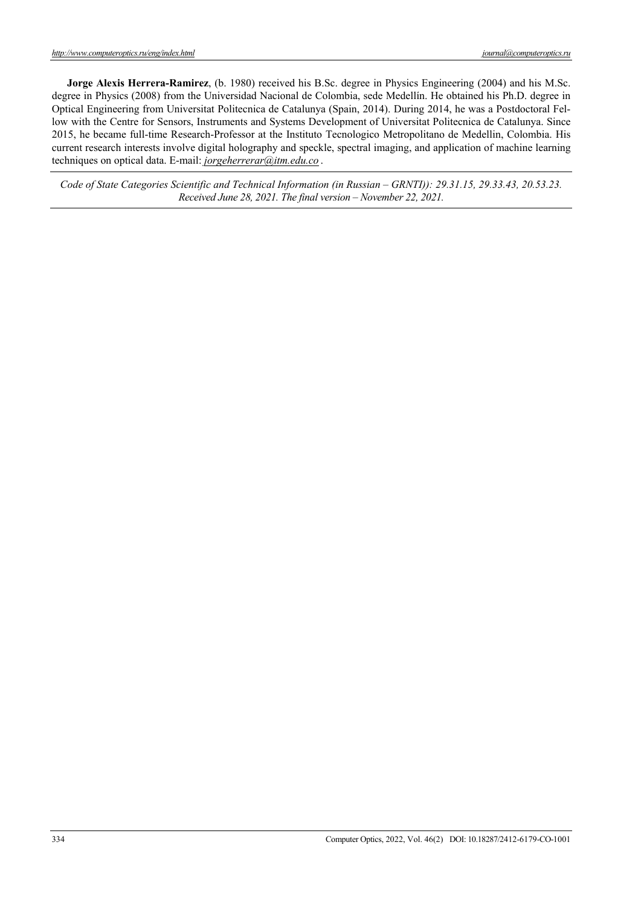**Jorge Alexis Herrera-Ramirez**, (b. 1980) received his B.Sc. degree in Physics Engineering (2004) and his M.Sc. degree in Physics (2008) from the Universidad Nacional de Colombia, sede Medellín. He obtained his Ph.D. degree in Optical Engineering from Universitat Politecnica de Catalunya (Spain, 2014). During 2014, he was a Postdoctoral Fellow with the Centre for Sensors, Instruments and Systems Development of Universitat Politecnica de Catalunya. Since 2015, he became full-time Research-Professor at the Instituto Tecnologico Metropolitano de Medellin, Colombia. His current research interests involve digital holography and speckle, spectral imaging, and application of machine learning techniques on optical data. E-mail: *jorgeherrerar@itm.edu.co* .

*Code of State Categories Scientific and Technical Information (in Russian – GRNTI)): 29.31.15, 29.33.43, 20.53.23. Received June 28, 2021. The final version – November 22, 2021.*